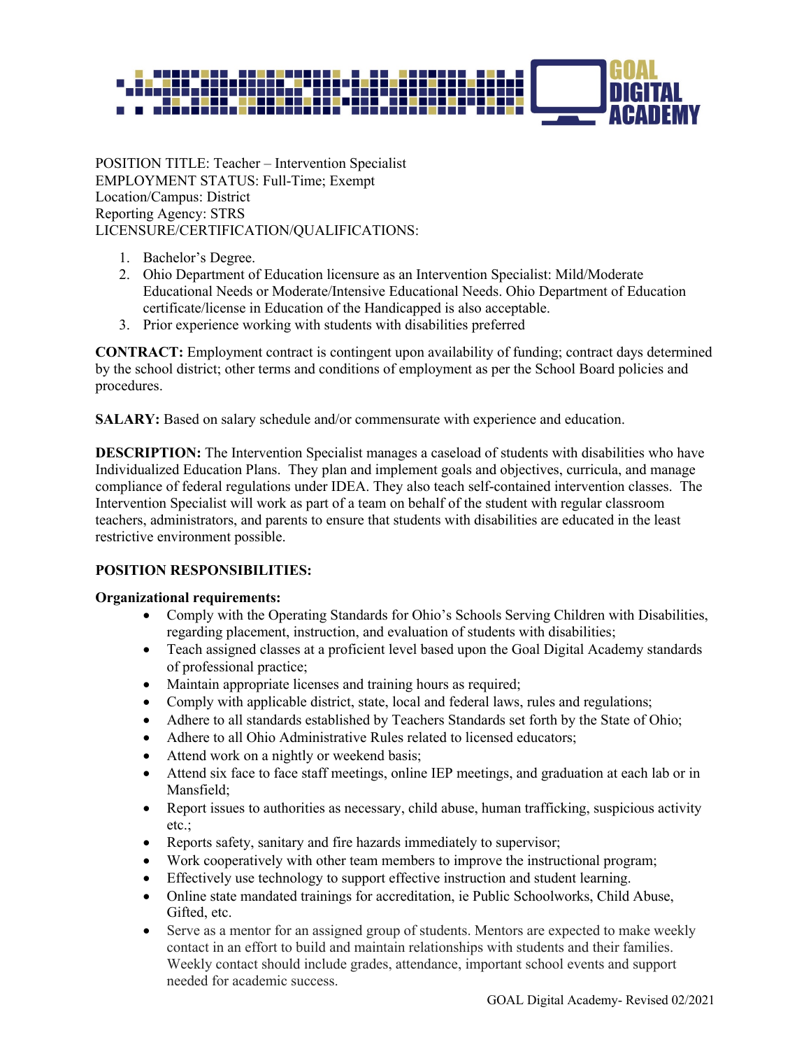POSITION TITLE: Teacher – Intervention Specialist
EMPLOYMENT STATUS: Full-Time; Exempt
Location/Campus: District
Reporting Agency: STRS
LICENSURE/CERTIFICATION/QUALIFICATIONS:

1. Bachelor's Degree.
2. Ohio Department of Education licensure as an Intervention Specialist: Mild/Moderate Educational Needs or Moderate/Intensive Educational Needs. Ohio Department of Education certificate/license in Education of the Handicapped is also acceptable.
3. Prior experience working with students with disabilities preferred

**CONTRACT:** Employment contract is contingent upon availability of funding; contract days determined by the school district; other terms and conditions of employment as per the School Board policies and procedures.

**SALARY:** Based on salary schedule and/or commensurate with experience and education.

**DESCRIPTION:** The Intervention Specialist manages a caseload of students with disabilities who have Individualized Education Plans. They plan and implement goals and objectives, curricula, and manage compliance of federal regulations under IDEA. They also teach self-contained intervention classes. The Intervention Specialist will work as part of a team on behalf of the student with regular classroom teachers, administrators, and parents to ensure that students with disabilities are educated in the least restrictive environment possible.

**POSITION RESPONSIBILITIES:**

**Organizational requirements:**

- Comply with the Operating Standards for Ohio's Schools Serving Children with Disabilities, regarding placement, instruction, and evaluation of students with disabilities;
- Teach assigned classes at a proficient level based upon the Goal Digital Academy standards of professional practice;
- Maintain appropriate licenses and training hours as required;
- Comply with applicable district, state, local and federal laws, rules and regulations;
- Adhere to all standards established by Teachers Standards set forth by the State of Ohio;
- Adhere to all Ohio Administrative Rules related to licensed educators;
- Attend work on a nightly or weekend basis;
- Attend six face to face staff meetings, online IEP meetings, and graduation at each lab or in Mansfield;
- Report issues to authorities as necessary, child abuse, human trafficking, suspicious activity etc.;
- Reports safety, sanitary and fire hazards immediately to supervisor;
- Work cooperatively with other team members to improve the instructional program;
- Effectively use technology to support effective instruction and student learning.
- Online state mandated trainings for accreditation, ie Public Schoolworks, Child Abuse, Gifted, etc.
- Serve as a mentor for an assigned group of students. Mentors are expected to make weekly contact in an effort to build and maintain relationships with students and their families. Weekly contact should include grades, attendance, important school events and support needed for academic success.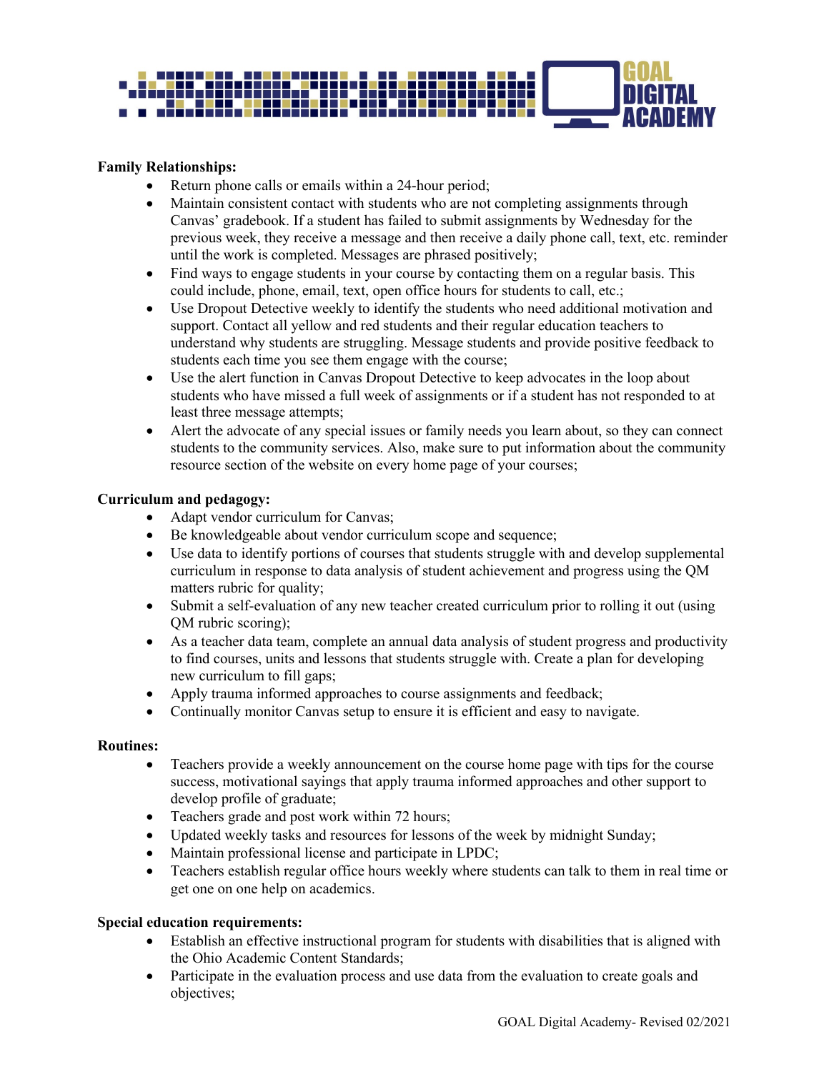**Family Relationships:**

- Return phone calls or emails within a 24-hour period;
- Maintain consistent contact with students who are not completing assignments through Canvas' gradebook. If a student has failed to submit assignments by Wednesday for the previous week, they receive a message and then receive a daily phone call, text, etc. reminder until the work is completed. Messages are phrased positively;
- Find ways to engage students in your course by contacting them on a regular basis. This could include, phone, email, text, open office hours for students to call, etc.;
- Use Dropout Detective weekly to identify the students who need additional motivation and support. Contact all yellow and red students and their regular education teachers to understand why students are struggling. Message students and provide positive feedback to students each time you see them engage with the course;
- Use the alert function in Canvas Dropout Detective to keep advocates in the loop about students who have missed a full week of assignments or if a student has not responded to at least three message attempts;
- Alert the advocate of any special issues or family needs you learn about, so they can connect students to the community services. Also, make sure to put information about the community resource section of the website on every home page of your courses;

**Curriculum and pedagogy:**

- Adapt vendor curriculum for Canvas;
- Be knowledgeable about vendor curriculum scope and sequence;
- Use data to identify portions of courses that students struggle with and develop supplemental curriculum in response to data analysis of student achievement and progress using the QM matters rubric for quality;
- Submit a self-evaluation of any new teacher created curriculum prior to rolling it out (using QM rubric scoring);
- As a teacher data team, complete an annual data analysis of student progress and productivity to find courses, units and lessons that students struggle with. Create a plan for developing new curriculum to fill gaps;
- Apply trauma informed approaches to course assignments and feedback;
- Continually monitor Canvas setup to ensure it is efficient and easy to navigate.

**Routines:**

- Teachers provide a weekly announcement on the course home page with tips for the course success, motivational sayings that apply trauma informed approaches and other support to develop profile of graduate;
- Teachers grade and post work within 72 hours;
- Updated weekly tasks and resources for lessons of the week by midnight Sunday;
- Maintain professional license and participate in LPDC;
- Teachers establish regular office hours weekly where students can talk to them in real time or get one on one help on academics.

**Special education requirements:**

- Establish an effective instructional program for students with disabilities that is aligned with the Ohio Academic Content Standards;
- Participate in the evaluation process and use data from the evaluation to create goals and objectives;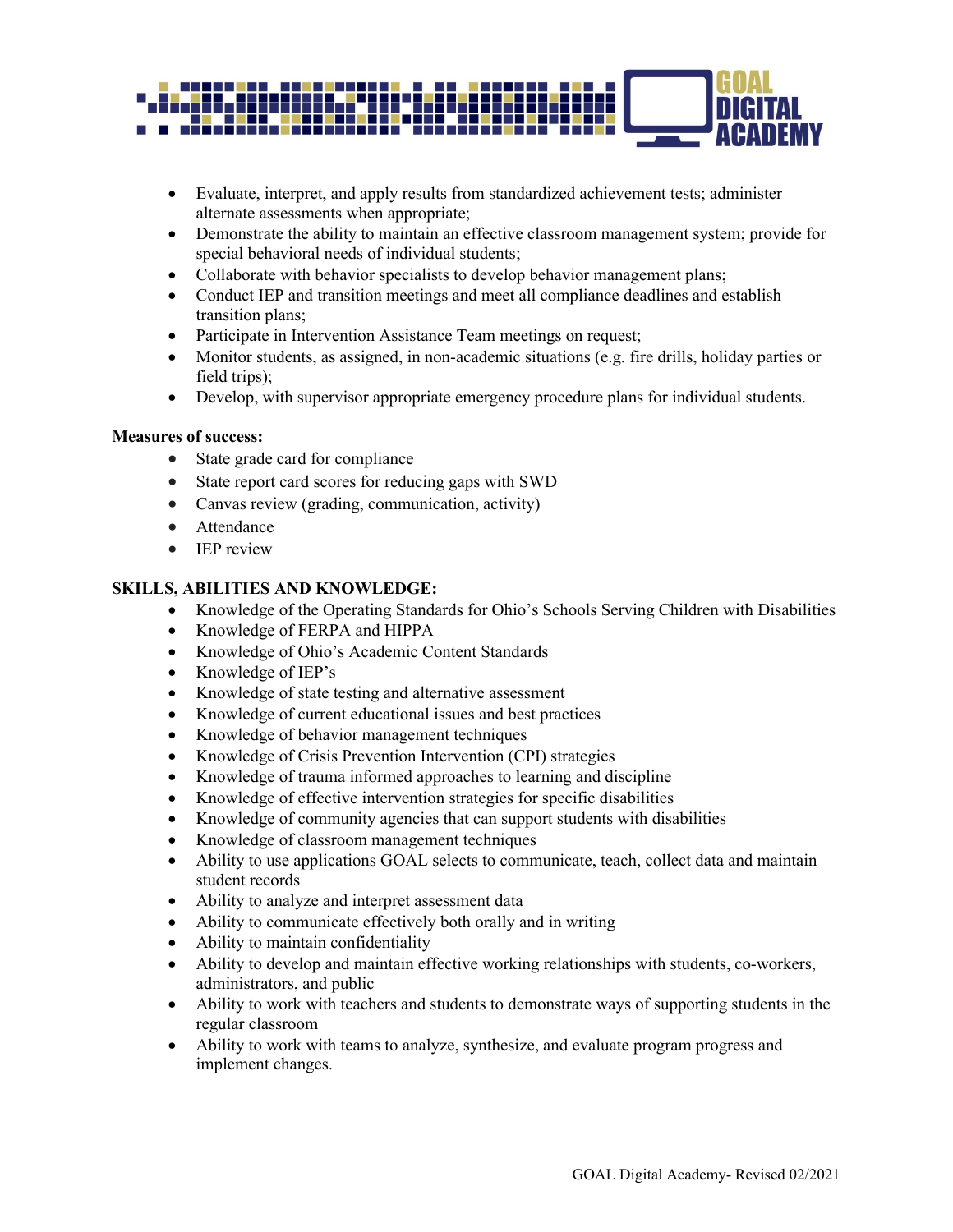- Evaluate, interpret, and apply results from standardized achievement tests; administer alternate assessments when appropriate;
- Demonstrate the ability to maintain an effective classroom management system; provide for special behavioral needs of individual students;
- Collaborate with behavior specialists to develop behavior management plans;
- Conduct IEP and transition meetings and meet all compliance deadlines and establish transition plans;
- Participate in Intervention Assistance Team meetings on request;
- Monitor students, as assigned, in non-academic situations (e.g. fire drills, holiday parties or field trips);
- Develop, with supervisor appropriate emergency procedure plans for individual students.

**Measures of success:**

- State grade card for compliance
- State report card scores for reducing gaps with SWD
- Canvas review (grading, communication, activity)
- Attendance
- IEP review

**SKILLS, ABILITIES AND KNOWLEDGE:**

- Knowledge of the Operating Standards for Ohio's Schools Serving Children with Disabilities
- Knowledge of FERPA and HIPPA
- Knowledge of Ohio's Academic Content Standards
- Knowledge of IEP's
- Knowledge of state testing and alternative assessment
- Knowledge of current educational issues and best practices
- Knowledge of behavior management techniques
- Knowledge of Crisis Prevention Intervention (CPI) strategies
- Knowledge of trauma informed approaches to learning and discipline
- Knowledge of effective intervention strategies for specific disabilities
- Knowledge of community agencies that can support students with disabilities
- Knowledge of classroom management techniques
- Ability to use applications GOAL selects to communicate, teach, collect data and maintain student records
- Ability to analyze and interpret assessment data
- Ability to communicate effectively both orally and in writing
- Ability to maintain confidentiality
- Ability to develop and maintain effective working relationships with students, co-workers, administrators, and public
- Ability to work with teachers and students to demonstrate ways of supporting students in the regular classroom
- Ability to work with teams to analyze, synthesize, and evaluate program progress and implement changes.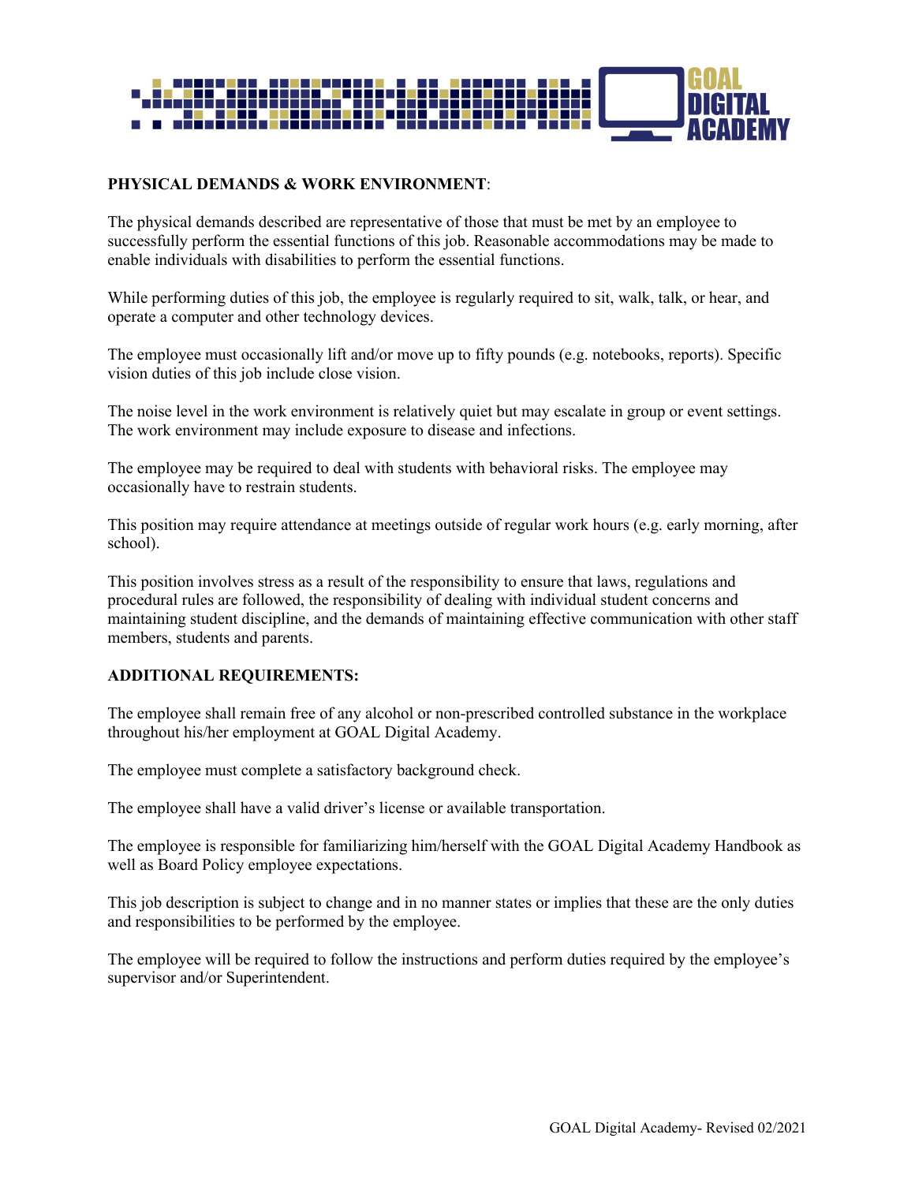**PHYSICAL DEMANDS & WORK ENVIRONMENT**:

The physical demands described are representative of those that must be met by an employee to successfully perform the essential functions of this job. Reasonable accommodations may be made to enable individuals with disabilities to perform the essential functions.

While performing duties of this job, the employee is regularly required to sit, walk, talk, or hear, and operate a computer and other technology devices.

The employee must occasionally lift and/or move up to fifty pounds (e.g. notebooks, reports). Specific vision duties of this job include close vision.

The noise level in the work environment is relatively quiet but may escalate in group or event settings. The work environment may include exposure to disease and infections.

The employee may be required to deal with students with behavioral risks. The employee may occasionally have to restrain students.

This position may require attendance at meetings outside of regular work hours (e.g. early morning, after school).

This position involves stress as a result of the responsibility to ensure that laws, regulations and procedural rules are followed, the responsibility of dealing with individual student concerns and maintaining student discipline, and the demands of maintaining effective communication with other staff members, students and parents.

**ADDITIONAL REQUIREMENTS:**

The employee shall remain free of any alcohol or non-prescribed controlled substance in the workplace throughout his/her employment at GOAL Digital Academy.

The employee must complete a satisfactory background check.

The employee shall have a valid driver's license or available transportation.

The employee is responsible for familiarizing him/herself with the GOAL Digital Academy Handbook as well as Board Policy employee expectations.

This job description is subject to change and in no manner states or implies that these are the only duties and responsibilities to be performed by the employee.

The employee will be required to follow the instructions and perform duties required by the employee's supervisor and/or Superintendent.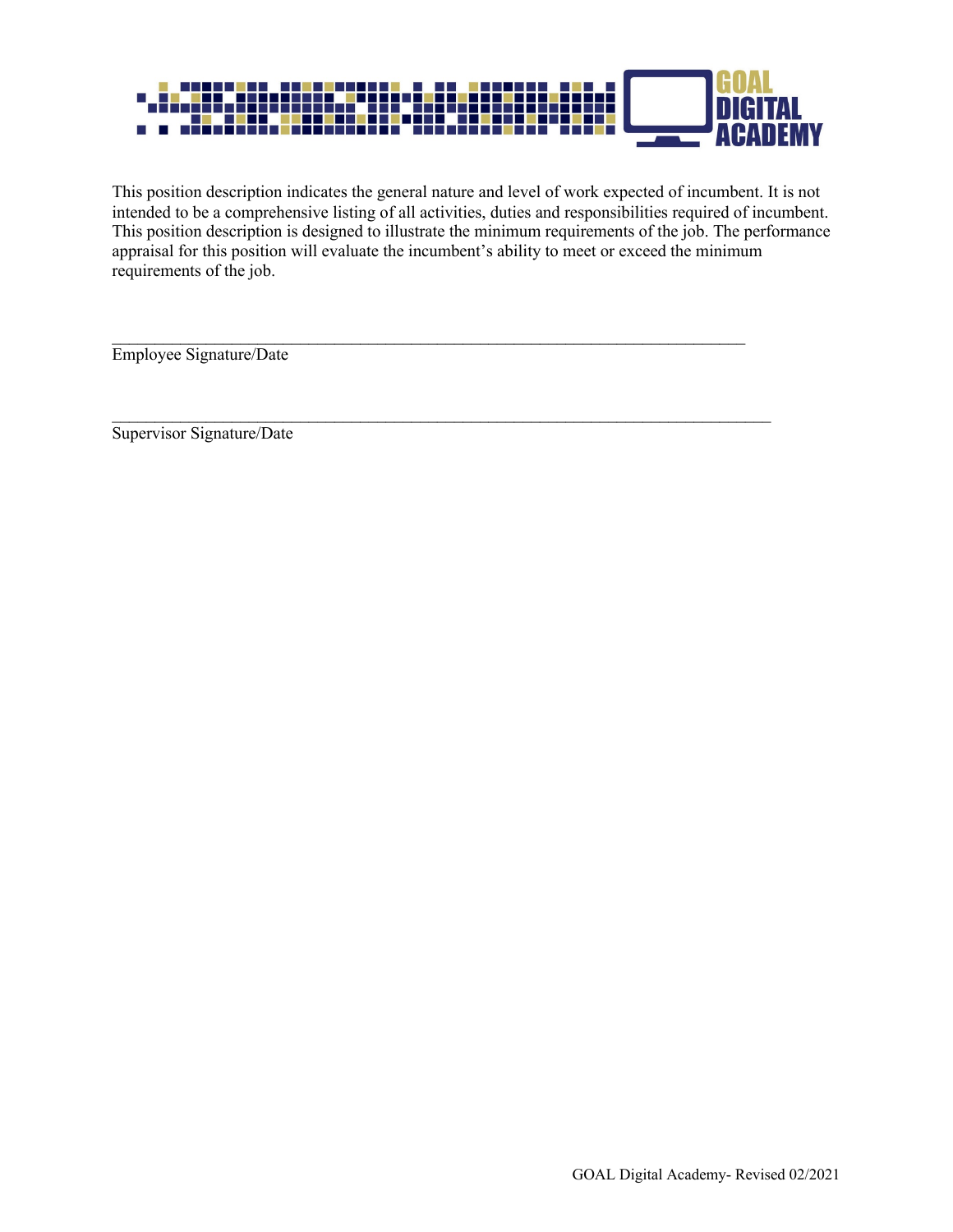This position description indicates the general nature and level of work expected of incumbent. It is not intended to be a comprehensive listing of all activities, duties and responsibilities required of incumbent. This position description is designed to illustrate the minimum requirements of the job. The performance appraisal for this position will evaluate the incumbent's ability to meet or exceed the minimum requirements of the job.

\_\_\_\_\_\_\_\_\_\_\_\_\_\_\_\_\_\_\_\_\_\_\_\_\_\_\_\_\_\_\_\_\_\_\_\_\_\_\_\_\_\_\_\_\_\_\_\_\_\_\_\_\_\_\_\_\_\_\_\_\_\_\_\_\_\_\_\_\_\_\_\_\_\_\_\_

Employee Signature/Date

\_\_\_\_\_\_\_\_\_\_\_\_\_\_\_\_\_\_\_\_\_\_\_\_\_\_\_\_\_\_\_\_\_\_\_\_\_\_\_\_\_\_\_\_\_\_\_\_\_\_\_\_\_\_\_\_\_\_\_\_\_\_\_\_\_\_\_\_\_\_\_\_\_\_\_\_\_\_

Supervisor Signature/Date

GOAL Digital Academy- Revised 02/2021